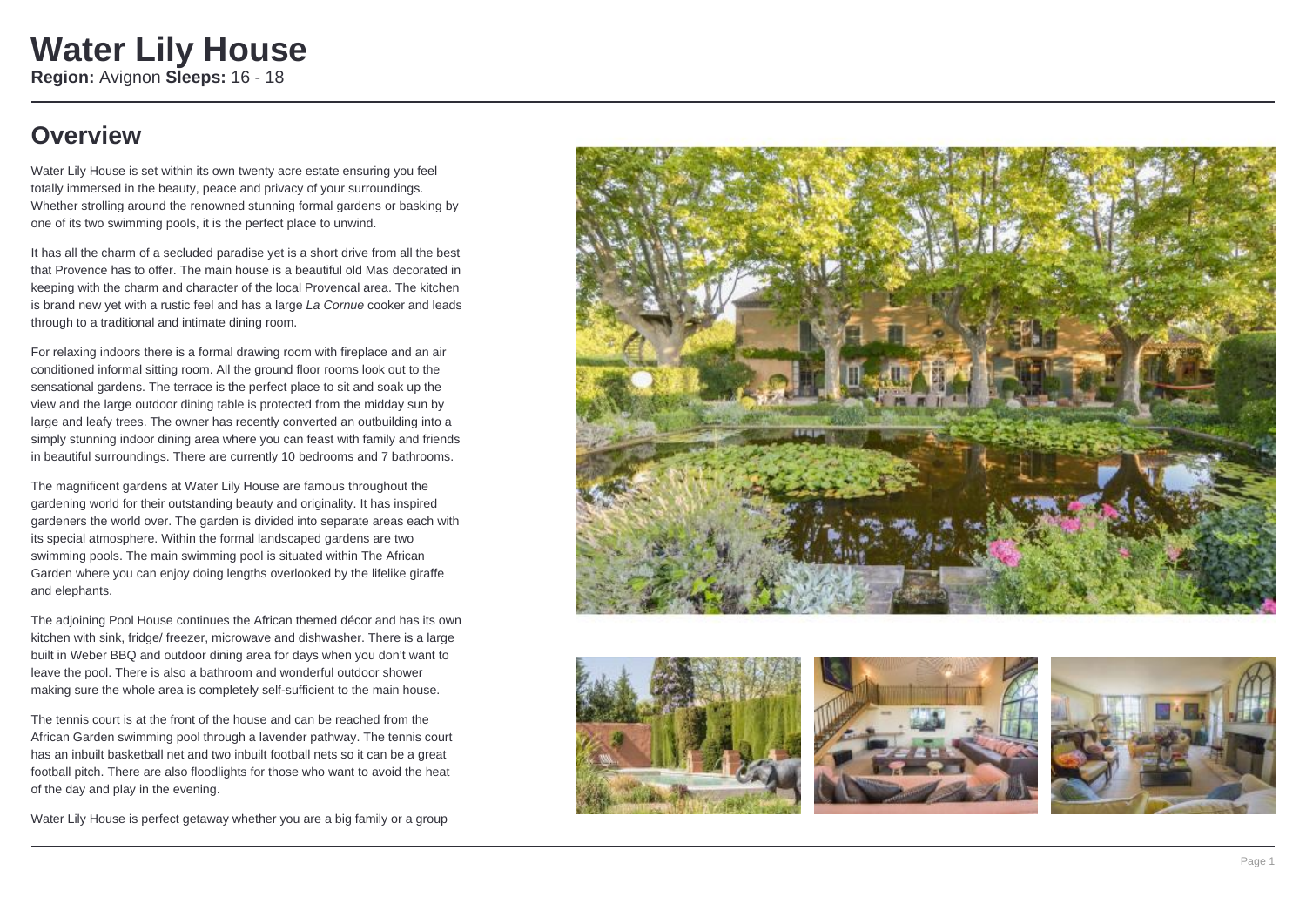# Water Lily House

**Region:** Avignon **Sleeps:** 16 - 18

## Overview

Water Lily House is set within its own twenty acre estate ensuring you feel totally immersed in the beauty, peace and privacy of your surroundings. Whether strolling around the renowned stunning formal gardens or basking by one of its two swimming pools, it is the perfect place to unwind.

It has all the charm of a secluded paradise yet is a short drive from all the best that Provence has to offer. The main house is a beautiful old Mas decorated in keeping with the charm and character of the local Provencal area. The kitchen is brand new yet with a rustic feel and has a large *La Cornue* cooker and leads through to a traditional and intimate dining room.

For relaxing indoors there is a formal drawing room with fireplace and an air conditioned informal sitting room. All the ground floor rooms look out to the sensational gardens. The terrace is the perfect place to sit and soak up the view and the large outdoor dining table is protected from the midday sun by large and leafy trees. The owner has recently converted an outbuilding into a simply stunning indoor dining area where you can feast with family and friends in beautiful surroundings. There are currently 10 bedrooms and 7 bathrooms.

The magnificent gardens at Water Lily House are famous throughout the gardening world for their outstanding beauty and originality. It has inspired gardeners the world over. The garden is divided into separate areas each with its special atmosphere. Within the formal landscaped gardens are two swimming pools. The main swimming pool is situated within The African Garden where you can enjoy doing lengths overlooked by the lifelike giraffe and elephants.

The adjoining Pool House continues the African themed décor and has its own kitchen with sink, fridge/ freezer, microwave and dishwasher. There is a large built in Weber BBQ and outdoor dining area for days when you don't want to leave the pool. There is also a bathroom and wonderful outdoor shower making sure the whole area is completely self-sufficient to the main house.

The tennis court is at the front of the house and can be reached from the African Garden swimming pool through a lavender pathway. The tennis court has an inbuilt basketball net and two inbuilt football nets so it can be a great football pitch. There are also floodlights for those who want to avoid the heat of the day and play in the evening.

Water Lily House is perfect getaway whether you are a big family or a group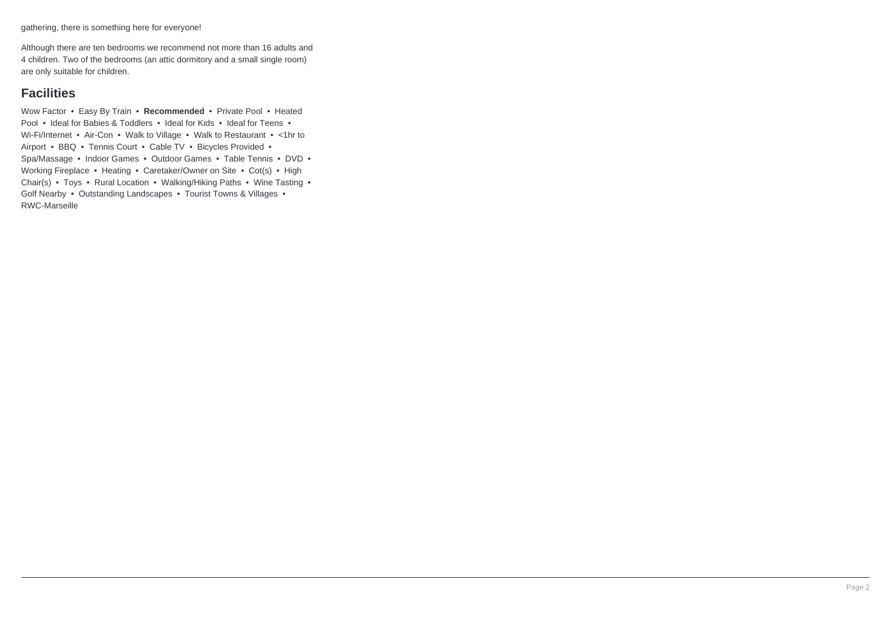gathering, there is something here for everyone!

Although there are ten bedrooms we recommend not more than 16 adults and 4 children. Two of the bedrooms (an attic dormitory and a small single room) are only suitable for children.

## Facilities

Wow Factor • Easy By Train • **Recommended** • Private Pool • Heated Pool • Ideal for Babies & Toddlers • Ideal for Kids • Ideal for Teens • Wi-Fi/Internet • Air-Con • Walk to Village • Walk to Restaurant • <1hr to Airport • BBQ • Tennis Court • Cable TV • Bicycles Provided • Spa/Massage • Indoor Games • Outdoor Games • Table Tennis • DVD • Working Fireplace • Heating • Caretaker/Owner on Site • Cot(s) • High Chair(s) • Toys • Rural Location • Walking/Hiking Paths • Wine Tasting • Golf Nearby • Outstanding Landscapes • Tourist Towns & Villages • RWC-Marseille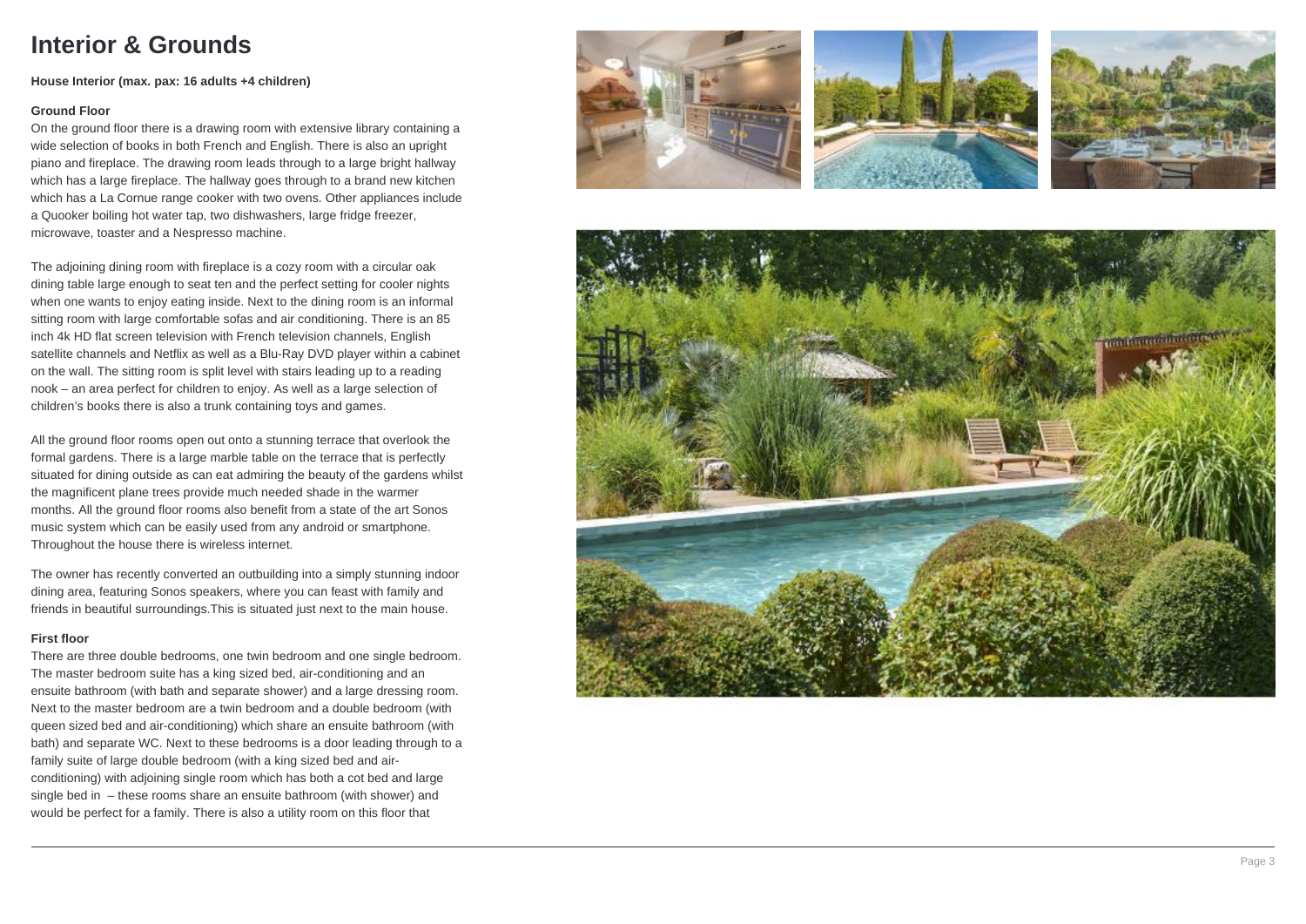# Interior & Grounds

**House Interior (max. pax: 16 adults +4 children)**

**Ground Floor**

On the ground floor there is a drawing room with extensive library containing a wide selection of books in both French and English. There is also an upright piano and fireplace. The drawing room leads through to a large bright hallway which has a large fireplace. The hallway goes through to a brand new kitchen which has a La Cornue range cooker with two ovens. Other appliances include a Quooker boiling hot water tap, two dishwashers, large fridge freezer, microwave, toaster and a Nespresso machine.

The adjoining dining room with fireplace is a cozy room with a circular oak dining table large enough to seat ten and the perfect setting for cooler nights when one wants to enjoy eating inside. Next to the dining room is an informal sitting room with large comfortable sofas and air conditioning. There is an 85 inch 4k HD flat screen television with French television channels, English satellite channels and Netflix as well as a Blu-Ray DVD player within a cabinet on the wall. The sitting room is split level with stairs leading up to a reading nook – an area perfect for children to enjoy. As well as a large selection of children's books there is also a trunk containing toys and games.

All the ground floor rooms open out onto a stunning terrace that overlook the formal gardens. There is a large marble table on the terrace that is perfectly situated for dining outside as can eat admiring the beauty of the gardens whilst the magnificent plane trees provide much needed shade in the warmer months. All the ground floor rooms also benefit from a state of the art Sonos music system which can be easily used from any android or smartphone. Throughout the house there is wireless internet.

The owner has recently converted an outbuilding into a simply stunning indoor dining area, featuring Sonos speakers, where you can feast with family and friends in beautiful surroundings.This is situated just next to the main house.

**First floor**

There are three double bedrooms, one twin bedroom and one single bedroom. The master bedroom suite has a king sized bed, air-conditioning and an ensuite bathroom (with bath and separate shower) and a large dressing room. Next to the master bedroom are a twin bedroom and a double bedroom (with queen sized bed and air-conditioning) which share an ensuite bathroom (with bath) and separate WC. Next to these bedrooms is a door leading through to a family suite of large double bedroom (with a king sized bed and air-conditioning) with adjoining single room which has both a cot bed and large single bed in – these rooms share an ensuite bathroom (with shower) and would be perfect for a family. There is also a utility room on this floor that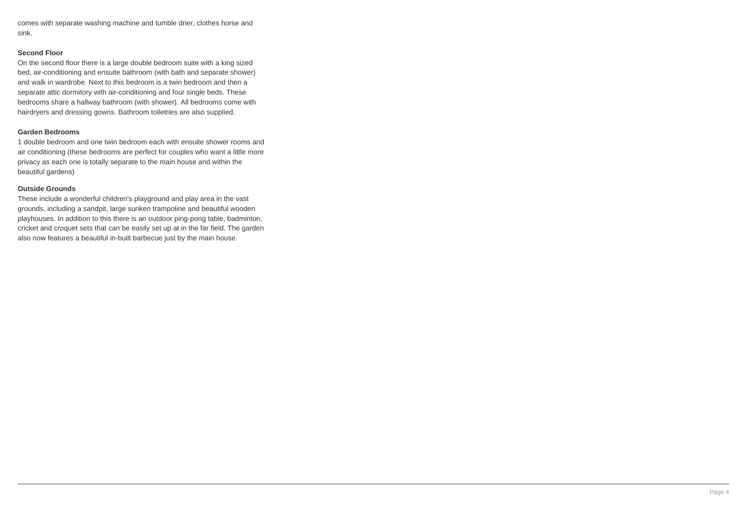comes with separate washing machine and tumble drier, clothes horse and sink.

**Second Floor**

On the second floor there is a large double bedroom suite with a king sized bed, air-conditioning and ensuite bathroom (with bath and separate shower) and walk in wardrobe. Next to this bedroom is a twin bedroom and then a separate attic dormitory with air-conditioning and four single beds. These bedrooms share a hallway bathroom (with shower). All bedrooms come with hairdryers and dressing gowns. Bathroom toiletries are also supplied.

**Garden Bedrooms**

1 double bedroom and one twin bedroom each with ensuite shower rooms and air conditioning (these bedrooms are perfect for couples who want a little more privacy as each one is totally separate to the main house and within the beautiful gardens)

**Outside Grounds**

These include a wonderful children's playground and play area in the vast grounds, including a sandpit, large sunken trampoline and beautiful wooden playhouses. In addition to this there is an outdoor ping-pong table, badminton, cricket and croquet sets that can be easily set up at in the far field. The garden also now features a beautiful in-built barbecue just by the main house.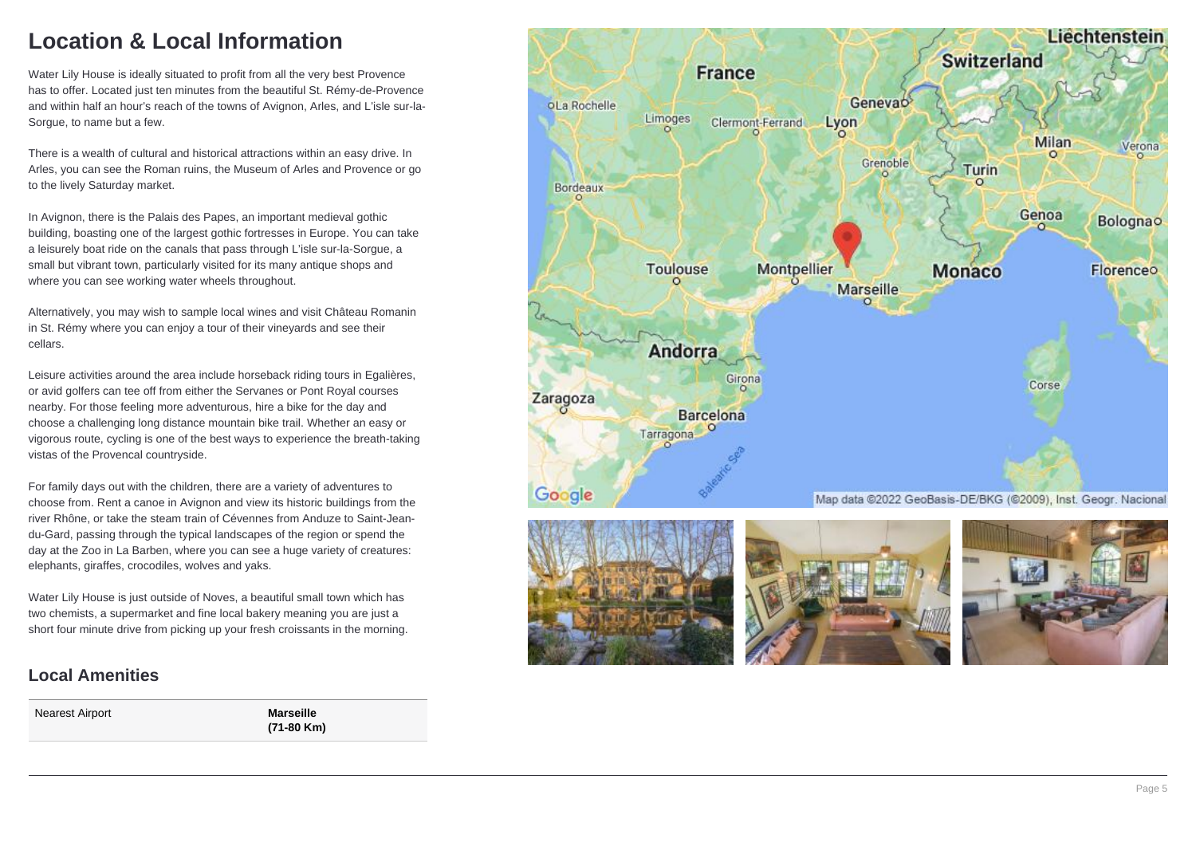# Location & Local Information

Water Lily House is ideally situated to profit from all the very best Provence has to offer. Located just ten minutes from the beautiful St. Rémy-de-Provence and within half an hour's reach of the towns of Avignon, Arles, and L'isle sur-la-Sorgue, to name but a few.

There is a wealth of cultural and historical attractions within an easy drive. In Arles, you can see the Roman ruins, the Museum of Arles and Provence or go to the lively Saturday market.

In Avignon, there is the Palais des Papes, an important medieval gothic building, boasting one of the largest gothic fortresses in Europe. You can take a leisurely boat ride on the canals that pass through L'isle sur-la-Sorgue, a small but vibrant town, particularly visited for its many antique shops and where you can see working water wheels throughout.

Alternatively, you may wish to sample local wines and visit Château Romanin in St. Rémy where you can enjoy a tour of their vineyards and see their cellars.

Leisure activities around the area include horseback riding tours in Egalières, or avid golfers can tee off from either the Servanes or Pont Royal courses nearby. For those feeling more adventurous, hire a bike for the day and choose a challenging long distance mountain bike trail. Whether an easy or vigorous route, cycling is one of the best ways to experience the breath-taking vistas of the Provencal countryside.

For family days out with the children, there are a variety of adventures to choose from. Rent a canoe in Avignon and view its historic buildings from the river Rhône, or take the steam train of Cévennes from Anduze to Saint-Jean-du-Gard, passing through the typical landscapes of the region or spend the day at the Zoo in La Barben, where you can see a huge variety of creatures: elephants, giraffes, crocodiles, wolves and yaks.

Water Lily House is just outside of Noves, a beautiful small town which has two chemists, a supermarket and fine local bakery meaning you are just a short four minute drive from picking up your fresh croissants in the morning.

## Local Amenities

| | |
|---|---|
| Nearest Airport | **Marseille (71-80 Km)** |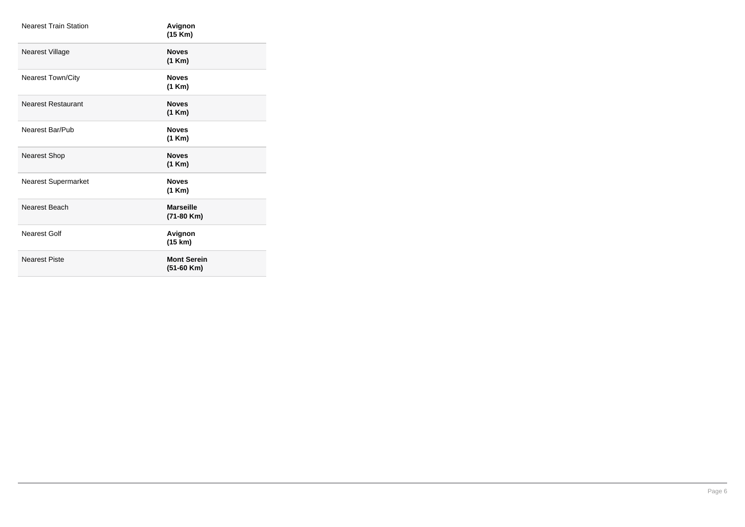| | |
|---|---|
| Nearest Train Station | **Avignon (15 Km)** |
| Nearest Village | **Noves (1 Km)** |
| Nearest Town/City | **Noves (1 Km)** |
| Nearest Restaurant | **Noves (1 Km)** |
| Nearest Bar/Pub | **Noves (1 Km)** |
| Nearest Shop | **Noves (1 Km)** |
| Nearest Supermarket | **Noves (1 Km)** |
| Nearest Beach | **Marseille (71-80 Km)** |
| Nearest Golf | **Avignon (15 km)** |
| Nearest Piste | **Mont Serein (51-60 Km)** |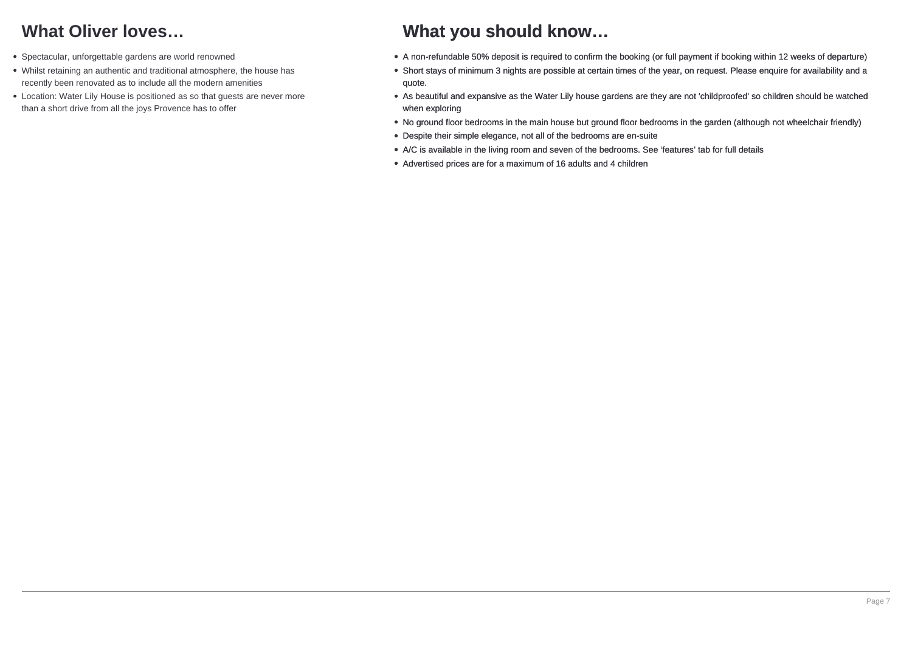## What Oliver loves…

- Spectacular, unforgettable gardens are world renowned
- Whilst retaining an authentic and traditional atmosphere, the house has recently been renovated as to include all the modern amenities
- Location: Water Lily House is positioned as so that guests are never more than a short drive from all the joys Provence has to offer

## What you should know…

- A non-refundable 50% deposit is required to confirm the booking (or full payment if booking within 12 weeks of departure)
- Short stays of minimum 3 nights are possible at certain times of the year, on request. Please enquire for availability and a quote.
- As beautiful and expansive as the Water Lily house gardens are they are not 'childproofed' so children should be watched when exploring
- No ground floor bedrooms in the main house but ground floor bedrooms in the garden (although not wheelchair friendly)
- Despite their simple elegance, not all of the bedrooms are en-suite
- A/C is available in the living room and seven of the bedrooms. See 'features' tab for full details
- Advertised prices are for a maximum of 16 adults and 4 children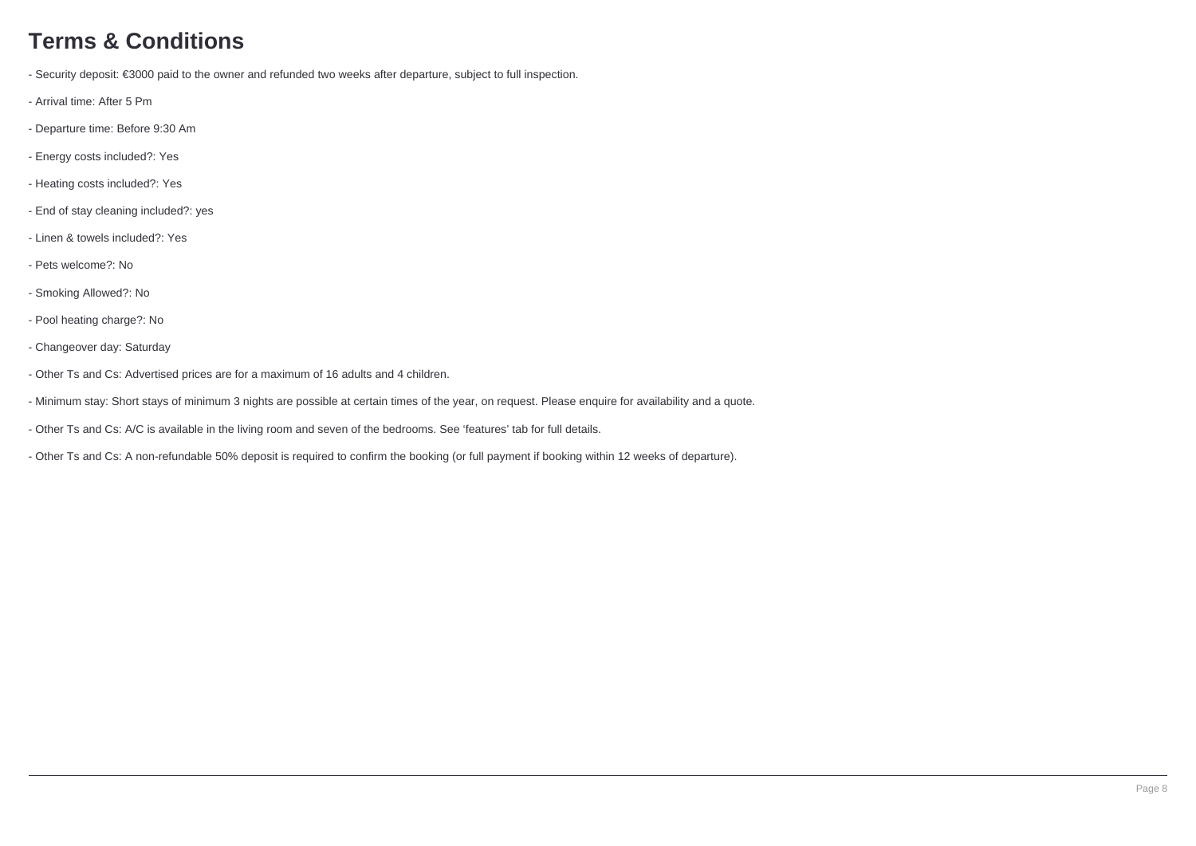# Terms & Conditions

- Security deposit: €3000 paid to the owner and refunded two weeks after departure, subject to full inspection.
- Arrival time: After 5 Pm
- Departure time: Before 9:30 Am
- Energy costs included?: Yes
- Heating costs included?: Yes
- End of stay cleaning included?: yes
- Linen & towels included?: Yes
- Pets welcome?: No
- Smoking Allowed?: No
- Pool heating charge?: No
- Changeover day: Saturday
- Other Ts and Cs: Advertised prices are for a maximum of 16 adults and 4 children.
- Minimum stay: Short stays of minimum 3 nights are possible at certain times of the year, on request. Please enquire for availability and a quote.
- Other Ts and Cs: A/C is available in the living room and seven of the bedrooms. See ‘features’ tab for full details.
- Other Ts and Cs: A non-refundable 50% deposit is required to confirm the booking (or full payment if booking within 12 weeks of departure).